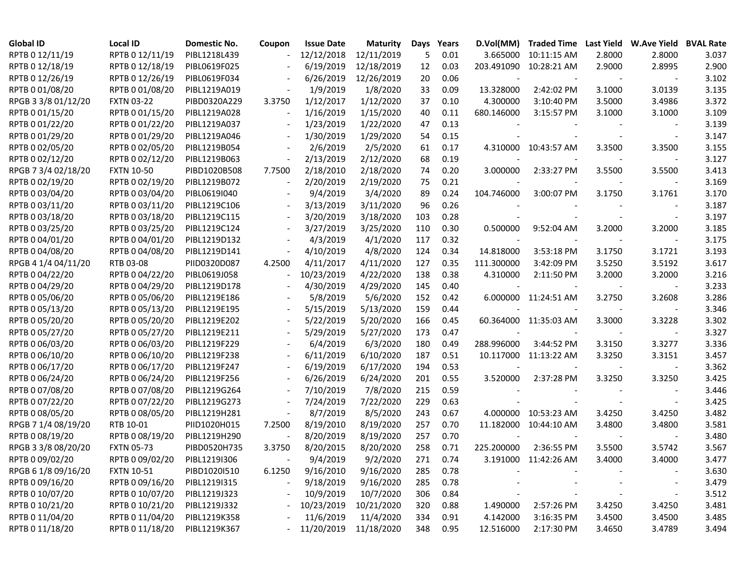| Global ID | Local ID | Domestic No. | Coupon | Issue Date | Maturity | Days | Years | D.Vol(MM) | Traded Time | Last Yield | W.Ave Yield | BVAL Rate |
|---|---|---|---|---|---|---|---|---|---|---|---|---|
| RPTB 0 12/11/19 | RPTB 0 12/11/19 | PIBL1218L439 | - | 12/12/2018 | 12/11/2019 | 5 | 0.01 | 3.665000 | 10:11:15 AM | 2.8000 | 2.8000 | 3.037 |
| RPTB 0 12/18/19 | RPTB 0 12/18/19 | PIBL0619F025 | - | 6/19/2019 | 12/18/2019 | 12 | 0.03 | 203.491090 | 10:28:21 AM | 2.9000 | 2.8995 | 2.900 |
| RPTB 0 12/26/19 | RPTB 0 12/26/19 | PIBL0619F034 | - | 6/26/2019 | 12/26/2019 | 20 | 0.06 | - | - | - | - | 3.102 |
| RPTB 0 01/08/20 | RPTB 0 01/08/20 | PIBL1219A019 | - | 1/9/2019 | 1/8/2020 | 33 | 0.09 | 13.328000 | 2:42:02 PM | 3.1000 | 3.0139 | 3.135 |
| RPGB 3 3/8 01/12/20 | FXTN 03-22 | PIBD0320A229 | 3.3750 | 1/12/2017 | 1/12/2020 | 37 | 0.10 | 4.300000 | 3:10:40 PM | 3.5000 | 3.4986 | 3.372 |
| RPTB 0 01/15/20 | RPTB 0 01/15/20 | PIBL1219A028 | - | 1/16/2019 | 1/15/2020 | 40 | 0.11 | 680.146000 | 3:15:57 PM | 3.1000 | 3.1000 | 3.109 |
| RPTB 0 01/22/20 | RPTB 0 01/22/20 | PIBL1219A037 | - | 1/23/2019 | 1/22/2020 | 47 | 0.13 | - | - | - | - | 3.139 |
| RPTB 0 01/29/20 | RPTB 0 01/29/20 | PIBL1219A046 | - | 1/30/2019 | 1/29/2020 | 54 | 0.15 | - | - | - | - | 3.147 |
| RPTB 0 02/05/20 | RPTB 0 02/05/20 | PIBL1219B054 | - | 2/6/2019 | 2/5/2020 | 61 | 0.17 | 4.310000 | 10:43:57 AM | 3.3500 | 3.3500 | 3.155 |
| RPTB 0 02/12/20 | RPTB 0 02/12/20 | PIBL1219B063 | - | 2/13/2019 | 2/12/2020 | 68 | 0.19 | - | - | - | - | 3.127 |
| RPGB 7 3/4 02/18/20 | FXTN 10-50 | PIBD1020B508 | 7.7500 | 2/18/2010 | 2/18/2020 | 74 | 0.20 | 3.000000 | 2:33:27 PM | 3.5500 | 3.5500 | 3.413 |
| RPTB 0 02/19/20 | RPTB 0 02/19/20 | PIBL1219B072 | - | 2/20/2019 | 2/19/2020 | 75 | 0.21 | - | - | - | - | 3.169 |
| RPTB 0 03/04/20 | RPTB 0 03/04/20 | PIBL0619I040 | - | 9/4/2019 | 3/4/2020 | 89 | 0.24 | 104.746000 | 3:00:07 PM | 3.1750 | 3.1761 | 3.170 |
| RPTB 0 03/11/20 | RPTB 0 03/11/20 | PIBL1219C106 | - | 3/13/2019 | 3/11/2020 | 96 | 0.26 | - | - | - | - | 3.187 |
| RPTB 0 03/18/20 | RPTB 0 03/18/20 | PIBL1219C115 | - | 3/20/2019 | 3/18/2020 | 103 | 0.28 | - | - | - | - | 3.197 |
| RPTB 0 03/25/20 | RPTB 0 03/25/20 | PIBL1219C124 | - | 3/27/2019 | 3/25/2020 | 110 | 0.30 | 0.500000 | 9:52:04 AM | 3.2000 | 3.2000 | 3.185 |
| RPTB 0 04/01/20 | RPTB 0 04/01/20 | PIBL1219D132 | - | 4/3/2019 | 4/1/2020 | 117 | 0.32 | - | - | - | - | 3.175 |
| RPTB 0 04/08/20 | RPTB 0 04/08/20 | PIBL1219D141 | - | 4/10/2019 | 4/8/2020 | 124 | 0.34 | 14.818000 | 3:53:18 PM | 3.1750 | 3.1721 | 3.193 |
| RPGB 4 1/4 04/11/20 | RTB 03-08 | PIID0320D087 | 4.2500 | 4/11/2017 | 4/11/2020 | 127 | 0.35 | 111.300000 | 3:42:09 PM | 3.5250 | 3.5192 | 3.617 |
| RPTB 0 04/22/20 | RPTB 0 04/22/20 | PIBL0619J058 | - | 10/23/2019 | 4/22/2020 | 138 | 0.38 | 4.310000 | 2:11:50 PM | 3.2000 | 3.2000 | 3.216 |
| RPTB 0 04/29/20 | RPTB 0 04/29/20 | PIBL1219D178 | - | 4/30/2019 | 4/29/2020 | 145 | 0.40 | - | - | - | - | 3.233 |
| RPTB 0 05/06/20 | RPTB 0 05/06/20 | PIBL1219E186 | - | 5/8/2019 | 5/6/2020 | 152 | 0.42 | 6.000000 | 11:24:51 AM | 3.2750 | 3.2608 | 3.286 |
| RPTB 0 05/13/20 | RPTB 0 05/13/20 | PIBL1219E195 | - | 5/15/2019 | 5/13/2020 | 159 | 0.44 | - | - | - | - | 3.346 |
| RPTB 0 05/20/20 | RPTB 0 05/20/20 | PIBL1219E202 | - | 5/22/2019 | 5/20/2020 | 166 | 0.45 | 60.364000 | 11:35:03 AM | 3.3000 | 3.3228 | 3.302 |
| RPTB 0 05/27/20 | RPTB 0 05/27/20 | PIBL1219E211 | - | 5/29/2019 | 5/27/2020 | 173 | 0.47 | - | - | - | - | 3.327 |
| RPTB 0 06/03/20 | RPTB 0 06/03/20 | PIBL1219F229 | - | 6/4/2019 | 6/3/2020 | 180 | 0.49 | 288.996000 | 3:44:52 PM | 3.3150 | 3.3277 | 3.336 |
| RPTB 0 06/10/20 | RPTB 0 06/10/20 | PIBL1219F238 | - | 6/11/2019 | 6/10/2020 | 187 | 0.51 | 10.117000 | 11:13:22 AM | 3.3250 | 3.3151 | 3.457 |
| RPTB 0 06/17/20 | RPTB 0 06/17/20 | PIBL1219F247 | - | 6/19/2019 | 6/17/2020 | 194 | 0.53 | - | - | - | - | 3.362 |
| RPTB 0 06/24/20 | RPTB 0 06/24/20 | PIBL1219F256 | - | 6/26/2019 | 6/24/2020 | 201 | 0.55 | 3.520000 | 2:37:28 PM | 3.3250 | 3.3250 | 3.425 |
| RPTB 0 07/08/20 | RPTB 0 07/08/20 | PIBL1219G264 | - | 7/10/2019 | 7/8/2020 | 215 | 0.59 | - | - | - | - | 3.446 |
| RPTB 0 07/22/20 | RPTB 0 07/22/20 | PIBL1219G273 | - | 7/24/2019 | 7/22/2020 | 229 | 0.63 | - | - | - | - | 3.425 |
| RPTB 0 08/05/20 | RPTB 0 08/05/20 | PIBL1219H281 | - | 8/7/2019 | 8/5/2020 | 243 | 0.67 | 4.000000 | 10:53:23 AM | 3.4250 | 3.4250 | 3.482 |
| RPGB 7 1/4 08/19/20 | RTB 10-01 | PIID1020H015 | 7.2500 | 8/19/2010 | 8/19/2020 | 257 | 0.70 | 11.182000 | 10:44:10 AM | 3.4800 | 3.4800 | 3.581 |
| RPTB 0 08/19/20 | RPTB 0 08/19/20 | PIBL1219H290 | - | 8/20/2019 | 8/19/2020 | 257 | 0.70 | - | - | - | - | 3.480 |
| RPGB 3 3/8 08/20/20 | FXTN 05-73 | PIBD0520H735 | 3.3750 | 8/20/2015 | 8/20/2020 | 258 | 0.71 | 225.200000 | 2:36:55 PM | 3.5500 | 3.5742 | 3.567 |
| RPTB 0 09/02/20 | RPTB 0 09/02/20 | PIBL1219I306 | - | 9/4/2019 | 9/2/2020 | 271 | 0.74 | 3.191000 | 11:42:26 AM | 3.4000 | 3.4000 | 3.477 |
| RPGB 6 1/8 09/16/20 | FXTN 10-51 | PIBD1020I510 | 6.1250 | 9/16/2010 | 9/16/2020 | 285 | 0.78 | - | - | - | - | 3.630 |
| RPTB 0 09/16/20 | RPTB 0 09/16/20 | PIBL1219I315 | - | 9/18/2019 | 9/16/2020 | 285 | 0.78 | - | - | - | - | 3.479 |
| RPTB 0 10/07/20 | RPTB 0 10/07/20 | PIBL1219J323 | - | 10/9/2019 | 10/7/2020 | 306 | 0.84 | - | - | - | - | 3.512 |
| RPTB 0 10/21/20 | RPTB 0 10/21/20 | PIBL1219J332 | - | 10/23/2019 | 10/21/2020 | 320 | 0.88 | 1.490000 | 2:57:26 PM | 3.4250 | 3.4250 | 3.481 |
| RPTB 0 11/04/20 | RPTB 0 11/04/20 | PIBL1219K358 | - | 11/6/2019 | 11/4/2020 | 334 | 0.91 | 4.142000 | 3:16:35 PM | 3.4500 | 3.4500 | 3.485 |
| RPTB 0 11/18/20 | RPTB 0 11/18/20 | PIBL1219K367 | - | 11/20/2019 | 11/18/2020 | 348 | 0.95 | 12.516000 | 2:17:30 PM | 3.4650 | 3.4789 | 3.494 |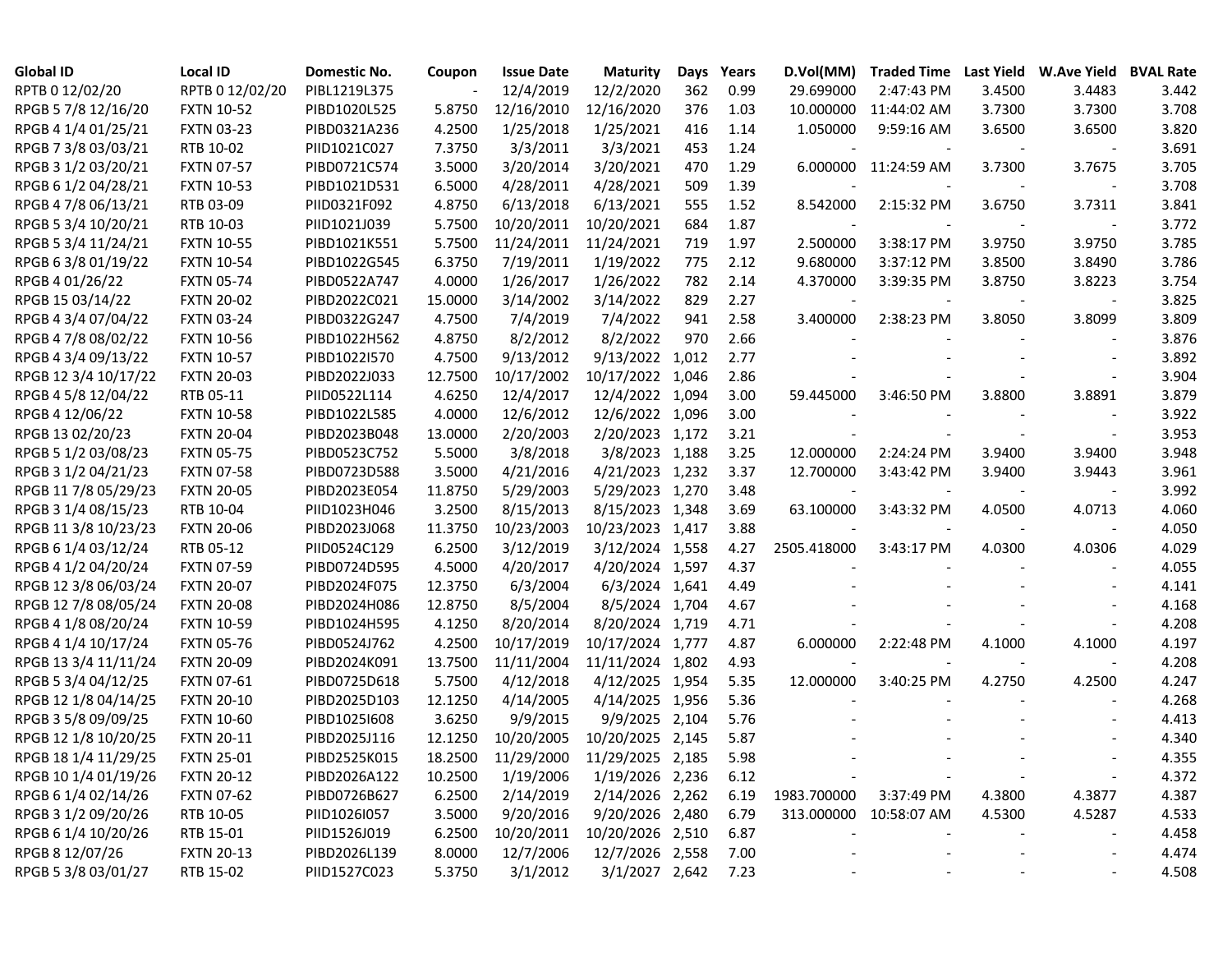| Global ID | Local ID | Domestic No. | Coupon | Issue Date | Maturity | Days | Years | D.Vol(MM) | Traded Time | Last Yield | W.Ave Yield | BVAL Rate |
|---|---|---|---|---|---|---|---|---|---|---|---|---|
| RPTB 0 12/02/20 | RPTB 0 12/02/20 | PIBL1219L375 | - | 12/4/2019 | 12/2/2020 | 362 | 0.99 | 29.699000 | 2:47:43 PM | 3.4500 | 3.4483 | 3.442 |
| RPGB 5 7/8 12/16/20 | FXTN 10-52 | PIBD1020L525 | 5.8750 | 12/16/2010 | 12/16/2020 | 376 | 1.03 | 10.000000 | 11:44:02 AM | 3.7300 | 3.7300 | 3.708 |
| RPGB 4 1/4 01/25/21 | FXTN 03-23 | PIBD0321A236 | 4.2500 | 1/25/2018 | 1/25/2021 | 416 | 1.14 | 1.050000 | 9:59:16 AM | 3.6500 | 3.6500 | 3.820 |
| RPGB 7 3/8 03/03/21 | RTB 10-02 | PIID1021C027 | 7.3750 | 3/3/2011 | 3/3/2021 | 453 | 1.24 | - | - | - | - | 3.691 |
| RPGB 3 1/2 03/20/21 | FXTN 07-57 | PIBD0721C574 | 3.5000 | 3/20/2014 | 3/20/2021 | 470 | 1.29 | 6.000000 | 11:24:59 AM | 3.7300 | 3.7675 | 3.705 |
| RPGB 6 1/2 04/28/21 | FXTN 10-53 | PIBD1021D531 | 6.5000 | 4/28/2011 | 4/28/2021 | 509 | 1.39 | - | - | - | - | 3.708 |
| RPGB 4 7/8 06/13/21 | RTB 03-09 | PIID0321F092 | 4.8750 | 6/13/2018 | 6/13/2021 | 555 | 1.52 | 8.542000 | 2:15:32 PM | 3.6750 | 3.7311 | 3.841 |
| RPGB 5 3/4 10/20/21 | RTB 10-03 | PIID1021J039 | 5.7500 | 10/20/2011 | 10/20/2021 | 684 | 1.87 | - | - | - | - | 3.772 |
| RPGB 5 3/4 11/24/21 | FXTN 10-55 | PIBD1021K551 | 5.7500 | 11/24/2011 | 11/24/2021 | 719 | 1.97 | 2.500000 | 3:38:17 PM | 3.9750 | 3.9750 | 3.785 |
| RPGB 6 3/8 01/19/22 | FXTN 10-54 | PIBD1022G545 | 6.3750 | 7/19/2011 | 1/19/2022 | 775 | 2.12 | 9.680000 | 3:37:12 PM | 3.8500 | 3.8490 | 3.786 |
| RPGB 4 01/26/22 | FXTN 05-74 | PIBD0522A747 | 4.0000 | 1/26/2017 | 1/26/2022 | 782 | 2.14 | 4.370000 | 3:39:35 PM | 3.8750 | 3.8223 | 3.754 |
| RPGB 15 03/14/22 | FXTN 20-02 | PIBD2022C021 | 15.0000 | 3/14/2002 | 3/14/2022 | 829 | 2.27 | - | - | - | - | 3.825 |
| RPGB 4 3/4 07/04/22 | FXTN 03-24 | PIBD0322G247 | 4.7500 | 7/4/2019 | 7/4/2022 | 941 | 2.58 | 3.400000 | 2:38:23 PM | 3.8050 | 3.8099 | 3.809 |
| RPGB 4 7/8 08/02/22 | FXTN 10-56 | PIBD1022H562 | 4.8750 | 8/2/2012 | 8/2/2022 | 970 | 2.66 | - | - | - | - | 3.876 |
| RPGB 4 3/4 09/13/22 | FXTN 10-57 | PIBD1022I570 | 4.7500 | 9/13/2012 | 9/13/2022 | 1,012 | 2.77 | - | - | - | - | 3.892 |
| RPGB 12 3/4 10/17/22 | FXTN 20-03 | PIBD2022J033 | 12.7500 | 10/17/2002 | 10/17/2022 | 1,046 | 2.86 | - | - | - | - | 3.904 |
| RPGB 4 5/8 12/04/22 | RTB 05-11 | PIID0522L114 | 4.6250 | 12/4/2017 | 12/4/2022 | 1,094 | 3.00 | 59.445000 | 3:46:50 PM | 3.8800 | 3.8891 | 3.879 |
| RPGB 4 12/06/22 | FXTN 10-58 | PIBD1022L585 | 4.0000 | 12/6/2012 | 12/6/2022 | 1,096 | 3.00 | - | - | - | - | 3.922 |
| RPGB 13 02/20/23 | FXTN 20-04 | PIBD2023B048 | 13.0000 | 2/20/2003 | 2/20/2023 | 1,172 | 3.21 | - | - | - | - | 3.953 |
| RPGB 5 1/2 03/08/23 | FXTN 05-75 | PIBD0523C752 | 5.5000 | 3/8/2018 | 3/8/2023 | 1,188 | 3.25 | 12.000000 | 2:24:24 PM | 3.9400 | 3.9400 | 3.948 |
| RPGB 3 1/2 04/21/23 | FXTN 07-58 | PIBD0723D588 | 3.5000 | 4/21/2016 | 4/21/2023 | 1,232 | 3.37 | 12.700000 | 3:43:42 PM | 3.9400 | 3.9443 | 3.961 |
| RPGB 11 7/8 05/29/23 | FXTN 20-05 | PIBD2023E054 | 11.8750 | 5/29/2003 | 5/29/2023 | 1,270 | 3.48 | - | - | - | - | 3.992 |
| RPGB 3 1/4 08/15/23 | RTB 10-04 | PIID1023H046 | 3.2500 | 8/15/2013 | 8/15/2023 | 1,348 | 3.69 | 63.100000 | 3:43:32 PM | 4.0500 | 4.0713 | 4.060 |
| RPGB 11 3/8 10/23/23 | FXTN 20-06 | PIBD2023J068 | 11.3750 | 10/23/2003 | 10/23/2023 | 1,417 | 3.88 | - | - | - | - | 4.050 |
| RPGB 6 1/4 03/12/24 | RTB 05-12 | PIID0524C129 | 6.2500 | 3/12/2019 | 3/12/2024 | 1,558 | 4.27 | 2505.418000 | 3:43:17 PM | 4.0300 | 4.0306 | 4.029 |
| RPGB 4 1/2 04/20/24 | FXTN 07-59 | PIBD0724D595 | 4.5000 | 4/20/2017 | 4/20/2024 | 1,597 | 4.37 | - | - | - | - | 4.055 |
| RPGB 12 3/8 06/03/24 | FXTN 20-07 | PIBD2024F075 | 12.3750 | 6/3/2004 | 6/3/2024 | 1,641 | 4.49 | - | - | - | - | 4.141 |
| RPGB 12 7/8 08/05/24 | FXTN 20-08 | PIBD2024H086 | 12.8750 | 8/5/2004 | 8/5/2024 | 1,704 | 4.67 | - | - | - | - | 4.168 |
| RPGB 4 1/8 08/20/24 | FXTN 10-59 | PIBD1024H595 | 4.1250 | 8/20/2014 | 8/20/2024 | 1,719 | 4.71 | - | - | - | - | 4.208 |
| RPGB 4 1/4 10/17/24 | FXTN 05-76 | PIBD0524J762 | 4.2500 | 10/17/2019 | 10/17/2024 | 1,777 | 4.87 | 6.000000 | 2:22:48 PM | 4.1000 | 4.1000 | 4.197 |
| RPGB 13 3/4 11/11/24 | FXTN 20-09 | PIBD2024K091 | 13.7500 | 11/11/2004 | 11/11/2024 | 1,802 | 4.93 | - | - | - | - | 4.208 |
| RPGB 5 3/4 04/12/25 | FXTN 07-61 | PIBD0725D618 | 5.7500 | 4/12/2018 | 4/12/2025 | 1,954 | 5.35 | 12.000000 | 3:40:25 PM | 4.2750 | 4.2500 | 4.247 |
| RPGB 12 1/8 04/14/25 | FXTN 20-10 | PIBD2025D103 | 12.1250 | 4/14/2005 | 4/14/2025 | 1,956 | 5.36 | - | - | - | - | 4.268 |
| RPGB 3 5/8 09/09/25 | FXTN 10-60 | PIBD1025I608 | 3.6250 | 9/9/2015 | 9/9/2025 | 2,104 | 5.76 | - | - | - | - | 4.413 |
| RPGB 12 1/8 10/20/25 | FXTN 20-11 | PIBD2025J116 | 12.1250 | 10/20/2005 | 10/20/2025 | 2,145 | 5.87 | - | - | - | - | 4.340 |
| RPGB 18 1/4 11/29/25 | FXTN 25-01 | PIBD2525K015 | 18.2500 | 11/29/2000 | 11/29/2025 | 2,185 | 5.98 | - | - | - | - | 4.355 |
| RPGB 10 1/4 01/19/26 | FXTN 20-12 | PIBD2026A122 | 10.2500 | 1/19/2006 | 1/19/2026 | 2,236 | 6.12 | - | - | - | - | 4.372 |
| RPGB 6 1/4 02/14/26 | FXTN 07-62 | PIBD0726B627 | 6.2500 | 2/14/2019 | 2/14/2026 | 2,262 | 6.19 | 1983.700000 | 3:37:49 PM | 4.3800 | 4.3877 | 4.387 |
| RPGB 3 1/2 09/20/26 | RTB 10-05 | PIID1026I057 | 3.5000 | 9/20/2016 | 9/20/2026 | 2,480 | 6.79 | 313.000000 | 10:58:07 AM | 4.5300 | 4.5287 | 4.533 |
| RPGB 6 1/4 10/20/26 | RTB 15-01 | PIID1526J019 | 6.2500 | 10/20/2011 | 10/20/2026 | 2,510 | 6.87 | - | - | - | - | 4.458 |
| RPGB 8 12/07/26 | FXTN 20-13 | PIBD2026L139 | 8.0000 | 12/7/2006 | 12/7/2026 | 2,558 | 7.00 | - | - | - | - | 4.474 |
| RPGB 5 3/8 03/01/27 | RTB 15-02 | PIID1527C023 | 5.3750 | 3/1/2012 | 3/1/2027 | 2,642 | 7.23 | - | - | - | - | 4.508 |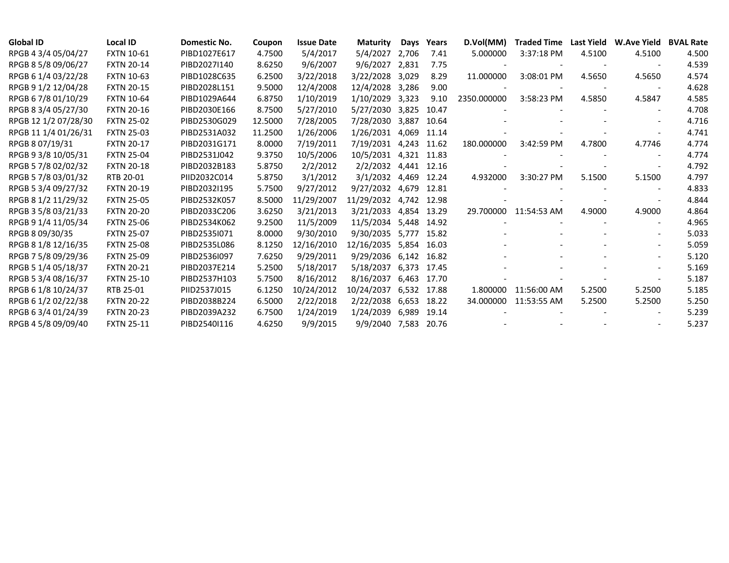| Global ID | Local ID | Domestic No. | Coupon | Issue Date | Maturity | Days | Years | D.Vol(MM) | Traded Time | Last Yield | W.Ave Yield | BVAL Rate |
|---|---|---|---|---|---|---|---|---|---|---|---|---|
| RPGB 4 3/4 05/04/27 | FXTN 10-61 | PIBD1027E617 | 4.7500 | 5/4/2017 | 5/4/2027 | 2,706 | 7.41 | 5.000000 | 3:37:18 PM | 4.5100 | 4.5100 | 4.500 |
| RPGB 8 5/8 09/06/27 | FXTN 20-14 | PIBD2027I140 | 8.6250 | 9/6/2007 | 9/6/2027 | 2,831 | 7.75 | - | - | - | - | 4.539 |
| RPGB 6 1/4 03/22/28 | FXTN 10-63 | PIBD1028C635 | 6.2500 | 3/22/2018 | 3/22/2028 | 3,029 | 8.29 | 11.000000 | 3:08:01 PM | 4.5650 | 4.5650 | 4.574 |
| RPGB 9 1/2 12/04/28 | FXTN 20-15 | PIBD2028L151 | 9.5000 | 12/4/2008 | 12/4/2028 | 3,286 | 9.00 | - | - | - | - | 4.628 |
| RPGB 6 7/8 01/10/29 | FXTN 10-64 | PIBD1029A644 | 6.8750 | 1/10/2019 | 1/10/2029 | 3,323 | 9.10 | 2350.000000 | 3:58:23 PM | 4.5850 | 4.5847 | 4.585 |
| RPGB 8 3/4 05/27/30 | FXTN 20-16 | PIBD2030E166 | 8.7500 | 5/27/2010 | 5/27/2030 | 3,825 | 10.47 | - | - | - | - | 4.708 |
| RPGB 12 1/2 07/28/30 | FXTN 25-02 | PIBD2530G029 | 12.5000 | 7/28/2005 | 7/28/2030 | 3,887 | 10.64 | - | - | - | - | 4.716 |
| RPGB 11 1/4 01/26/31 | FXTN 25-03 | PIBD2531A032 | 11.2500 | 1/26/2006 | 1/26/2031 | 4,069 | 11.14 | - | - | - | - | 4.741 |
| RPGB 8 07/19/31 | FXTN 20-17 | PIBD2031G171 | 8.0000 | 7/19/2011 | 7/19/2031 | 4,243 | 11.62 | 180.000000 | 3:42:59 PM | 4.7800 | 4.7746 | 4.774 |
| RPGB 9 3/8 10/05/31 | FXTN 25-04 | PIBD2531J042 | 9.3750 | 10/5/2006 | 10/5/2031 | 4,321 | 11.83 | - | - | - | - | 4.774 |
| RPGB 5 7/8 02/02/32 | FXTN 20-18 | PIBD2032B183 | 5.8750 | 2/2/2012 | 2/2/2032 | 4,441 | 12.16 | - | - | - | - | 4.792 |
| RPGB 5 7/8 03/01/32 | RTB 20-01 | PIID2032C014 | 5.8750 | 3/1/2012 | 3/1/2032 | 4,469 | 12.24 | 4.932000 | 3:30:27 PM | 5.1500 | 5.1500 | 4.797 |
| RPGB 5 3/4 09/27/32 | FXTN 20-19 | PIBD2032I195 | 5.7500 | 9/27/2012 | 9/27/2032 | 4,679 | 12.81 | - | - | - | - | 4.833 |
| RPGB 8 1/2 11/29/32 | FXTN 25-05 | PIBD2532K057 | 8.5000 | 11/29/2007 | 11/29/2032 | 4,742 | 12.98 | - | - | - | - | 4.844 |
| RPGB 3 5/8 03/21/33 | FXTN 20-20 | PIBD2033C206 | 3.6250 | 3/21/2013 | 3/21/2033 | 4,854 | 13.29 | 29.700000 | 11:54:53 AM | 4.9000 | 4.9000 | 4.864 |
| RPGB 9 1/4 11/05/34 | FXTN 25-06 | PIBD2534K062 | 9.2500 | 11/5/2009 | 11/5/2034 | 5,448 | 14.92 | - | - | - | - | 4.965 |
| RPGB 8 09/30/35 | FXTN 25-07 | PIBD2535I071 | 8.0000 | 9/30/2010 | 9/30/2035 | 5,777 | 15.82 | - | - | - | - | 5.033 |
| RPGB 8 1/8 12/16/35 | FXTN 25-08 | PIBD2535L086 | 8.1250 | 12/16/2010 | 12/16/2035 | 5,854 | 16.03 | - | - | - | - | 5.059 |
| RPGB 7 5/8 09/29/36 | FXTN 25-09 | PIBD2536I097 | 7.6250 | 9/29/2011 | 9/29/2036 | 6,142 | 16.82 | - | - | - | - | 5.120 |
| RPGB 5 1/4 05/18/37 | FXTN 20-21 | PIBD2037E214 | 5.2500 | 5/18/2017 | 5/18/2037 | 6,373 | 17.45 | - | - | - | - | 5.169 |
| RPGB 5 3/4 08/16/37 | FXTN 25-10 | PIBD2537H103 | 5.7500 | 8/16/2012 | 8/16/2037 | 6,463 | 17.70 | - | - | - | - | 5.187 |
| RPGB 6 1/8 10/24/37 | RTB 25-01 | PIID2537J015 | 6.1250 | 10/24/2012 | 10/24/2037 | 6,532 | 17.88 | 1.800000 | 11:56:00 AM | 5.2500 | 5.2500 | 5.185 |
| RPGB 6 1/2 02/22/38 | FXTN 20-22 | PIBD2038B224 | 6.5000 | 2/22/2018 | 2/22/2038 | 6,653 | 18.22 | 34.000000 | 11:53:55 AM | 5.2500 | 5.2500 | 5.250 |
| RPGB 6 3/4 01/24/39 | FXTN 20-23 | PIBD2039A232 | 6.7500 | 1/24/2019 | 1/24/2039 | 6,989 | 19.14 | - | - | - | - | 5.239 |
| RPGB 4 5/8 09/09/40 | FXTN 25-11 | PIBD2540I116 | 4.6250 | 9/9/2015 | 9/9/2040 | 7,583 | 20.76 | - | - | - | - | 5.237 |